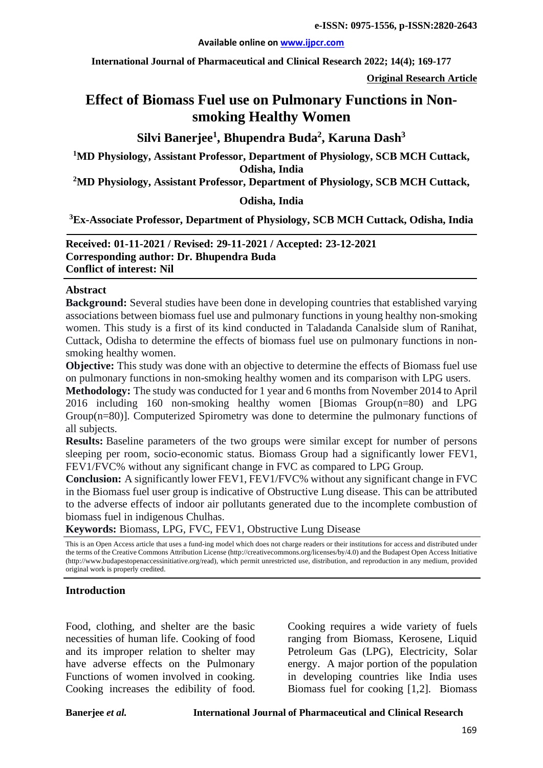e-ISSN: 0975-1556, p-ISSN:2820-2643

Available online on www.ijpcr.com

International Journal of Pharmaceutical and Clinical Research 2022; 14(4); 169-177

**Original Research Article**

# Effect of Biomass Fuel use on Pulmonary Functions in Non-smoking Healthy Women

**Silvi Banerjee[1], Bhupendra Buda[2], Karuna Dash[3]**

[1]MD Physiology, Assistant Professor, Department of Physiology, SCB MCH Cuttack, Odisha, India

[2]MD Physiology, Assistant Professor, Department of Physiology, SCB MCH Cuttack, Odisha, India

[3]Ex-Associate Professor, Department of Physiology, SCB MCH Cuttack, Odisha, India

**Received: 01-11-2021 / Revised: 29-11-2021 / Accepted: 23-12-2021**
**Corresponding author: Dr. Bhupendra Buda**
**Conflict of interest: Nil**

## Abstract

**Background:** Several studies have been done in developing countries that established varying associations between biomass fuel use and pulmonary functions in young healthy non-smoking women. This study is a first of its kind conducted in Taladanda Canalside slum of Ranihat, Cuttack, Odisha to determine the effects of biomass fuel use on pulmonary functions in non-smoking healthy women.

**Objective:** This study was done with an objective to determine the effects of Biomass fuel use on pulmonary functions in non-smoking healthy women and its comparison with LPG users.

**Methodology:** The study was conducted for 1 year and 6 months from November 2014 to April 2016 including 160 non-smoking healthy women [Biomas Group(n=80) and LPG Group(n=80)]. Computerized Spirometry was done to determine the pulmonary functions of all subjects.

**Results:** Baseline parameters of the two groups were similar except for number of persons sleeping per room, socio-economic status. Biomass Group had a significantly lower FEV1, FEV1/FVC% without any significant change in FVC as compared to LPG Group.

**Conclusion:** A significantly lower FEV1, FEV1/FVC% without any significant change in FVC in the Biomass fuel user group is indicative of Obstructive Lung disease. This can be attributed to the adverse effects of indoor air pollutants generated due to the incomplete combustion of biomass fuel in indigenous Chulhas.

**Keywords:** Biomass, LPG, FVC, FEV1, Obstructive Lung Disease

This is an Open Access article that uses a fund-ing model which does not charge readers or their institutions for access and distributed under the terms of the Creative Commons Attribution License (http://creativecommons.org/licenses/by/4.0) and the Budapest Open Access Initiative (http://www.budapestopenaccessinitiative.org/read), which permit unrestricted use, distribution, and reproduction in any medium, provided original work is properly credited.

## Introduction

Food, clothing, and shelter are the basic necessities of human life. Cooking of food and its improper relation to shelter may have adverse effects on the Pulmonary Functions of women involved in cooking. Cooking increases the edibility of food. Cooking requires a wide variety of fuels ranging from Biomass, Kerosene, Liquid Petroleum Gas (LPG), Electricity, Solar energy. A major portion of the population in developing countries like India uses Biomass fuel for cooking [1,2]. Biomass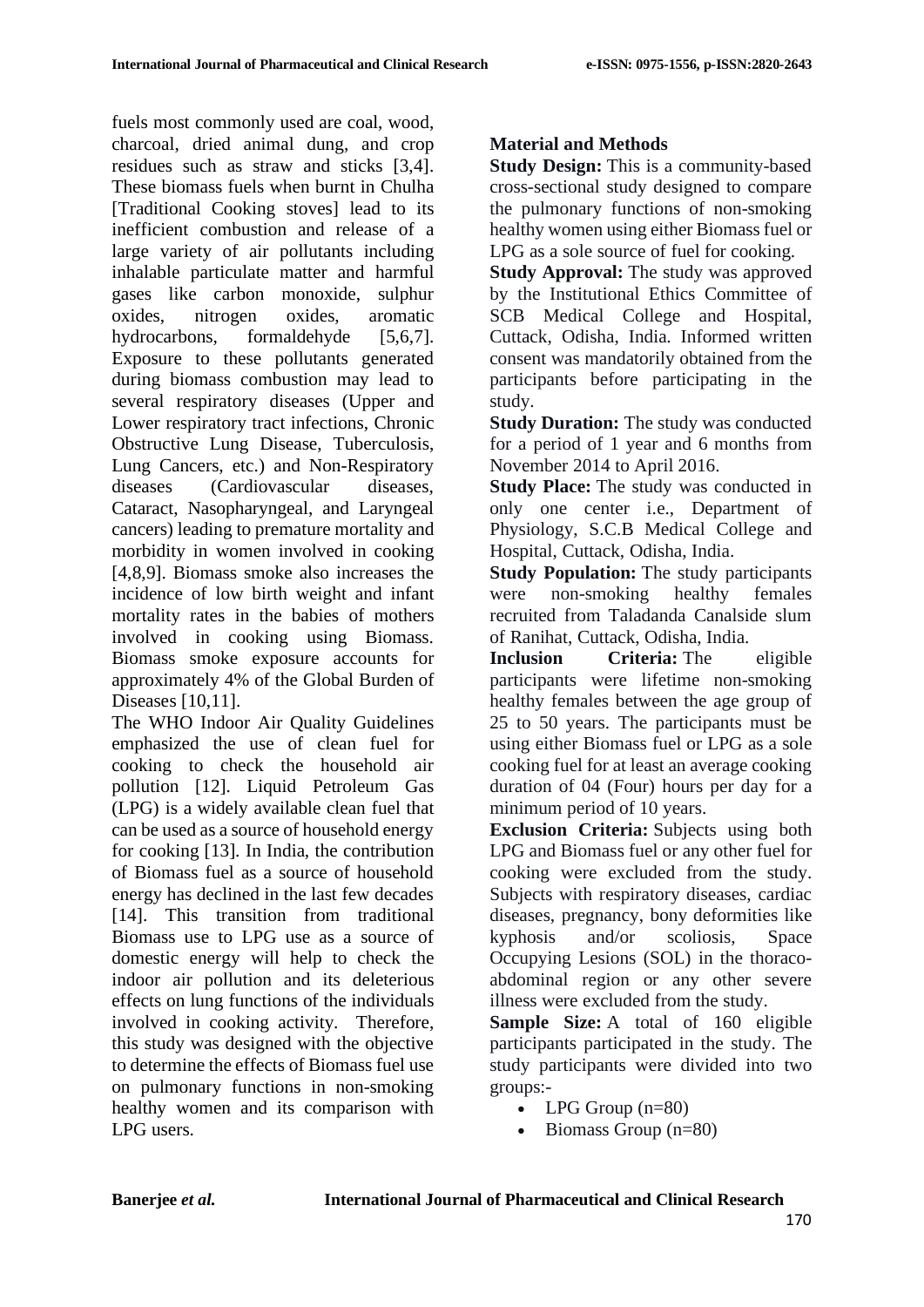fuels most commonly used are coal, wood, charcoal, dried animal dung, and crop residues such as straw and sticks [3,4]. These biomass fuels when burnt in Chulha [Traditional Cooking stoves] lead to its inefficient combustion and release of a large variety of air pollutants including inhalable particulate matter and harmful gases like carbon monoxide, sulphur oxides, nitrogen oxides, aromatic hydrocarbons, formaldehyde [5,6,7]. Exposure to these pollutants generated during biomass combustion may lead to several respiratory diseases (Upper and Lower respiratory tract infections, Chronic Obstructive Lung Disease, Tuberculosis, Lung Cancers, etc.) and Non-Respiratory diseases (Cardiovascular diseases, Cataract, Nasopharyngeal, and Laryngeal cancers) leading to premature mortality and morbidity in women involved in cooking [4,8,9]. Biomass smoke also increases the incidence of low birth weight and infant mortality rates in the babies of mothers involved in cooking using Biomass. Biomass smoke exposure accounts for approximately 4% of the Global Burden of Diseases [10,11].

The WHO Indoor Air Quality Guidelines emphasized the use of clean fuel for cooking to check the household air pollution [12]. Liquid Petroleum Gas (LPG) is a widely available clean fuel that can be used as a source of household energy for cooking [13]. In India, the contribution of Biomass fuel as a source of household energy has declined in the last few decades [14]. This transition from traditional Biomass use to LPG use as a source of domestic energy will help to check the indoor air pollution and its deleterious effects on lung functions of the individuals involved in cooking activity. Therefore, this study was designed with the objective to determine the effects of Biomass fuel use on pulmonary functions in non-smoking healthy women and its comparison with LPG users.

## Material and Methods

**Study Design:** This is a community-based cross-sectional study designed to compare the pulmonary functions of non-smoking healthy women using either Biomass fuel or LPG as a sole source of fuel for cooking.

**Study Approval:** The study was approved by the Institutional Ethics Committee of SCB Medical College and Hospital, Cuttack, Odisha, India. Informed written consent was mandatorily obtained from the participants before participating in the study.

**Study Duration:** The study was conducted for a period of 1 year and 6 months from November 2014 to April 2016.

**Study Place:** The study was conducted in only one center i.e., Department of Physiology, S.C.B Medical College and Hospital, Cuttack, Odisha, India.

**Study Population:** The study participants were non-smoking healthy females recruited from Taladanda Canalside slum of Ranihat, Cuttack, Odisha, India.

**Inclusion Criteria:** The eligible participants were lifetime non-smoking healthy females between the age group of 25 to 50 years. The participants must be using either Biomass fuel or LPG as a sole cooking fuel for at least an average cooking duration of 04 (Four) hours per day for a minimum period of 10 years.

**Exclusion Criteria:** Subjects using both LPG and Biomass fuel or any other fuel for cooking were excluded from the study. Subjects with respiratory diseases, cardiac diseases, pregnancy, bony deformities like kyphosis and/or scoliosis, Space Occupying Lesions (SOL) in the thoraco-abdominal region or any other severe illness were excluded from the study.

**Sample Size:** A total of 160 eligible participants participated in the study. The study participants were divided into two groups:-

- LPG Group (n=80)
- Biomass Group (n=80)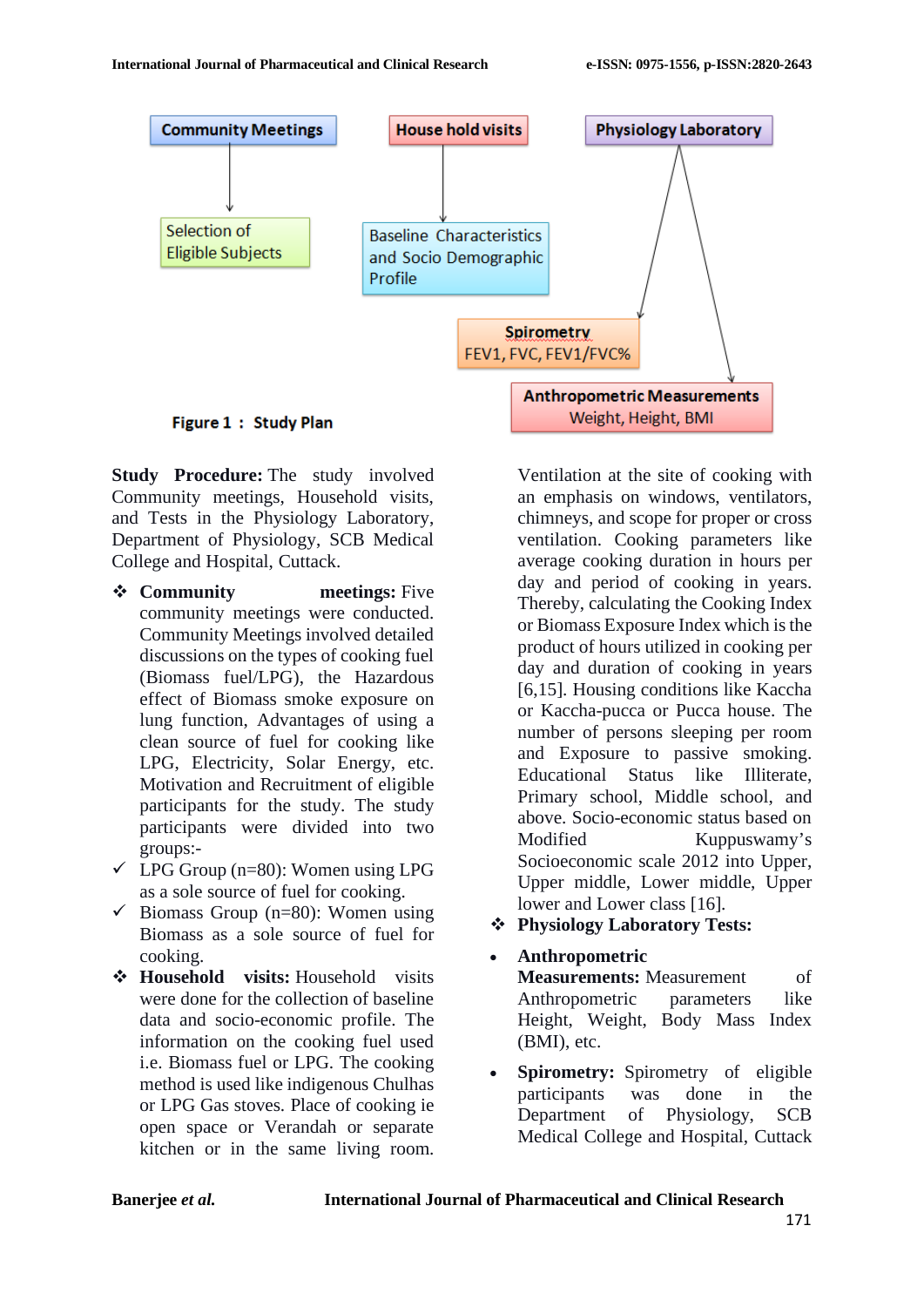Community Meetings → Selection of Eligible Subjects

House hold visits → Baseline Characteristics and Socio Demographic Profile

Physiology Laboratory → Spirometry FEV1, FVC, FEV1/FVC% ; Anthropometric Measurements Weight, Height, BMI

**Figure 1 : Study Plan**

**Study Procedure:** The study involved Community meetings, Household visits, and Tests in the Physiology Laboratory, Department of Physiology, SCB Medical College and Hospital, Cuttack.

- **Community meetings:** Five community meetings were conducted. Community Meetings involved detailed discussions on the types of cooking fuel (Biomass fuel/LPG), the Hazardous effect of Biomass smoke exposure on lung function, Advantages of using a clean source of fuel for cooking like LPG, Electricity, Solar Energy, etc. Motivation and Recruitment of eligible participants for the study. The study participants were divided into two groups:-
  - ✓ LPG Group (n=80): Women using LPG as a sole source of fuel for cooking.
  - ✓ Biomass Group (n=80): Women using Biomass as a sole source of fuel for cooking.
- **Household visits:** Household visits were done for the collection of baseline data and socio-economic profile. The information on the cooking fuel used i.e. Biomass fuel or LPG. The cooking method is used like indigenous Chulhas or LPG Gas stoves. Place of cooking ie open space or Verandah or separate kitchen or in the same living room. Ventilation at the site of cooking with an emphasis on windows, ventilators, chimneys, and scope for proper or cross ventilation. Cooking parameters like average cooking duration in hours per day and period of cooking in years. Thereby, calculating the Cooking Index or Biomass Exposure Index which is the product of hours utilized in cooking per day and duration of cooking in years [6,15]. Housing conditions like Kaccha or Kaccha-pucca or Pucca house. The number of persons sleeping per room and Exposure to passive smoking. Educational Status like Illiterate, Primary school, Middle school, and above. Socio-economic status based on Modified Kuppuswamy's Socioeconomic scale 2012 into Upper, Upper middle, Lower middle, Upper lower and Lower class [16].
- **Physiology Laboratory Tests:**
  - **Anthropometric Measurements:** Measurement of Anthropometric parameters like Height, Weight, Body Mass Index (BMI), etc.
  - **Spirometry:** Spirometry of eligible participants was done in the Department of Physiology, SCB Medical College and Hospital, Cuttack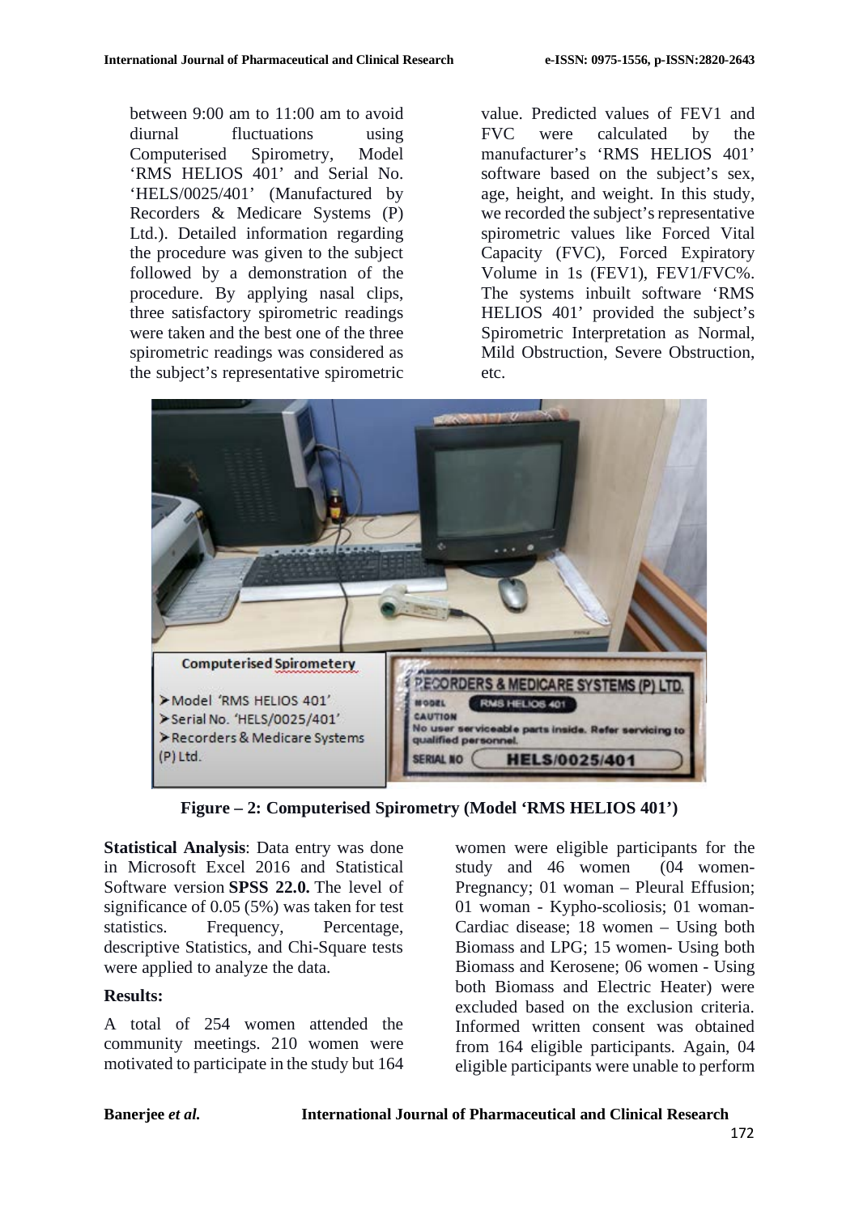between 9:00 am to 11:00 am to avoid diurnal fluctuations using Computerised Spirometry, Model 'RMS HELIOS 401' and Serial No. 'HELS/0025/401' (Manufactured by Recorders & Medicare Systems (P) Ltd.). Detailed information regarding the procedure was given to the subject followed by a demonstration of the procedure. By applying nasal clips, three satisfactory spirometric readings were taken and the best one of the three spirometric readings was considered as the subject's representative spirometric value. Predicted values of FEV1 and FVC were calculated by the manufacturer's 'RMS HELIOS 401' software based on the subject's sex, age, height, and weight. In this study, we recorded the subject's representative spirometric values like Forced Vital Capacity (FVC), Forced Expiratory Volume in 1s (FEV1), FEV1/FVC%. The systems inbuilt software 'RMS HELIOS 401' provided the subject's Spirometric Interpretation as Normal, Mild Obstruction, Severe Obstruction, etc.

**Figure – 2: Computerised Spirometry (Model 'RMS HELIOS 401')**

**Statistical Analysis**: Data entry was done in Microsoft Excel 2016 and Statistical Software version **SPSS 22.0.** The level of significance of 0.05 (5%) was taken for test statistics. Frequency, Percentage, descriptive Statistics, and Chi-Square tests were applied to analyze the data.

**Results:**

A total of 254 women attended the community meetings. 210 women were motivated to participate in the study but 164 women were eligible participants for the study and 46 women (04 women-Pregnancy; 01 woman – Pleural Effusion; 01 woman - Kypho-scoliosis; 01 woman-Cardiac disease; 18 women – Using both Biomass and LPG; 15 women- Using both Biomass and Kerosene; 06 women - Using both Biomass and Electric Heater) were excluded based on the exclusion criteria. Informed written consent was obtained from 164 eligible participants. Again, 04 eligible participants were unable to perform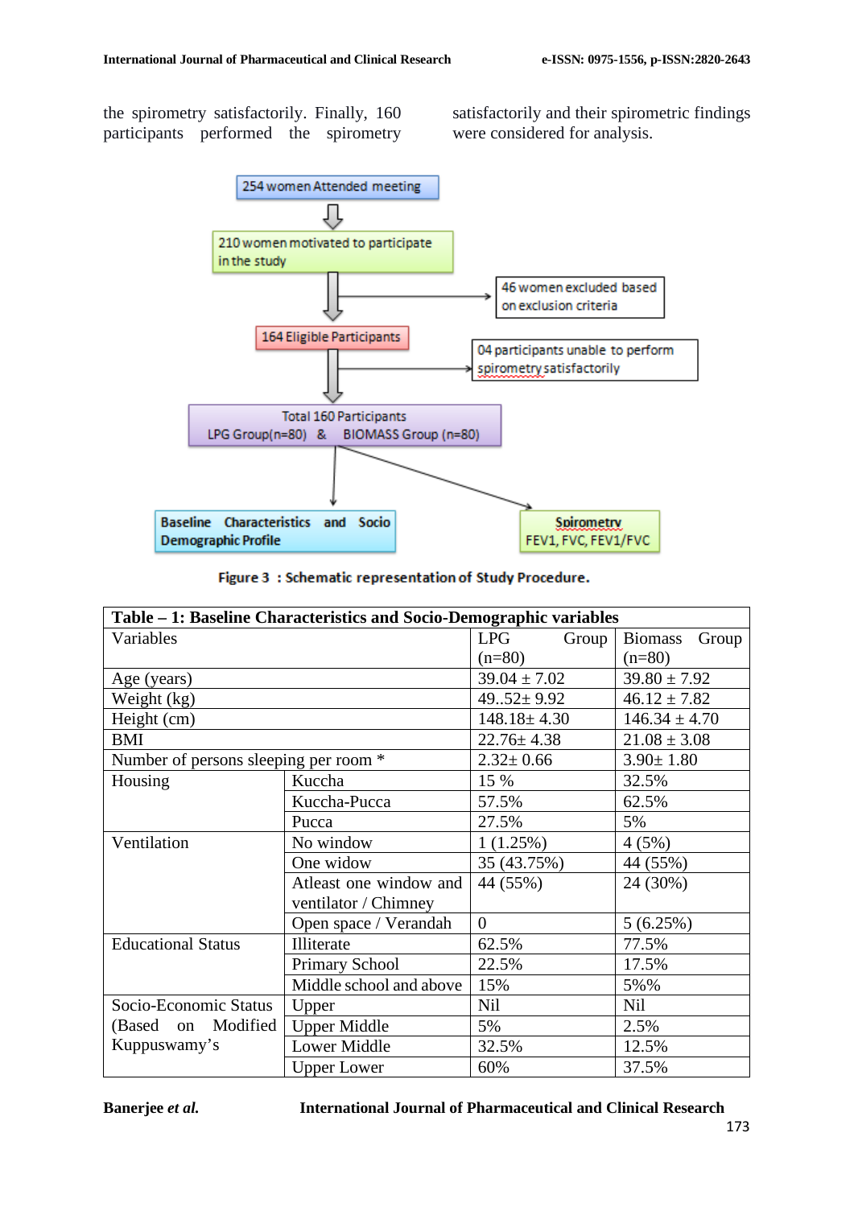the spirometry satisfactorily. Finally, 160 participants performed the spirometry satisfactorily and their spirometric findings were considered for analysis.

254 women Attended meeting

210 women motivated to participate in the study

46 women excluded based on exclusion criteria

164 Eligible Participants

04 participants unable to perform spirometry satisfactorily

Total 160 Participants
LPG Group(n=80) & BIOMASS Group (n=80)

Baseline Characteristics and Socio Demographic Profile

Spirometry
FEV1, FVC, FEV1/FVC

**Figure 3 : Schematic representation of Study Procedure.**

**Table – 1: Baseline Characteristics and Socio-Demographic variables**

| Variables | | LPG Group (n=80) | Biomass Group (n=80) |
|---|---|---|---|
| Age (years) | | 39.04 ± 7.02 | 39.80 ± 7.92 |
| Weight (kg) | | 49..52± 9.92 | 46.12 ± 7.82 |
| Height (cm) | | 148.18± 4.30 | 146.34 ± 4.70 |
| BMI | | 22.76± 4.38 | 21.08 ± 3.08 |
| Number of persons sleeping per room * | | 2.32± 0.66 | 3.90± 1.80 |
| Housing | Kuccha | 15 % | 32.5% |
| | Kuccha-Pucca | 57.5% | 62.5% |
| | Pucca | 27.5% | 5% |
| Ventilation | No window | 1 (1.25%) | 4 (5%) |
| | One widow | 35 (43.75%) | 44 (55%) |
| | Atleast one window and ventilator / Chimney | 44 (55%) | 24 (30%) |
| | Open space / Verandah | 0 | 5 (6.25%) |
| Educational Status | Illiterate | 62.5% | 77.5% |
| | Primary School | 22.5% | 17.5% |
| | Middle school and above | 15% | 5%% |
| Socio-Economic Status (Based on Modified Kuppuswamy's | Upper | Nil | Nil |
| | Upper Middle | 5% | 2.5% |
| | Lower Middle | 32.5% | 12.5% |
| | Upper Lower | 60% | 37.5% |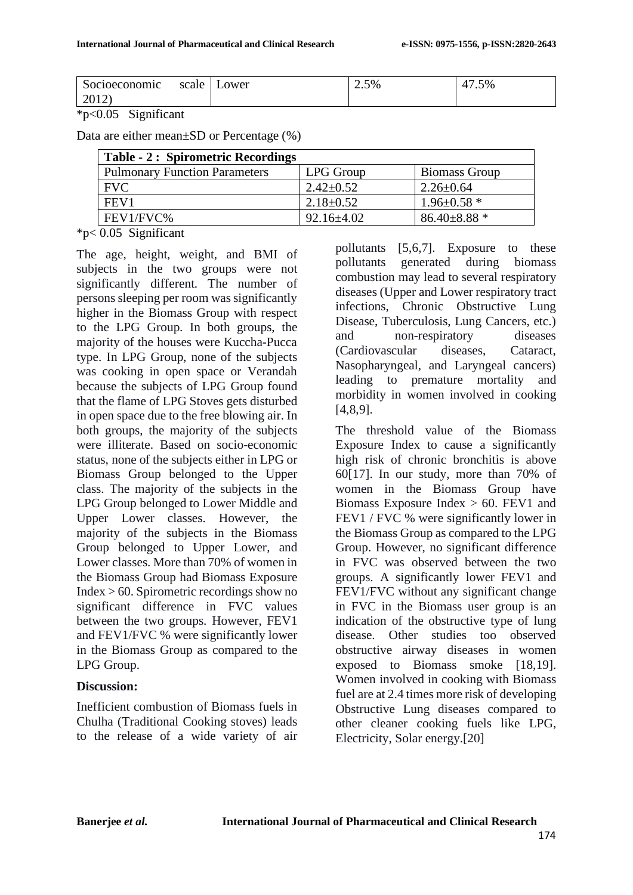| Socioeconomic scale 2012) | Lower | 2.5% | 47.5% |
|---|---|---|---|

*p<0.05 Significant

Data are either mean±SD or Percentage (%)

| Table - 2 : Spirometric Recordings | | |
|---|---|---|
| Pulmonary Function Parameters | LPG Group | Biomass Group |
| FVC | 2.42±0.52 | 2.26±0.64 |
| FEV1 | 2.18±0.52 | 1.96±0.58 * |
| FEV1/FVC% | 92.16±4.02 | 86.40±8.88 * |

*p< 0.05 Significant

The age, height, weight, and BMI of subjects in the two groups were not significantly different. The number of persons sleeping per room was significantly higher in the Biomass Group with respect to the LPG Group. In both groups, the majority of the houses were Kuccha-Pucca type. In LPG Group, none of the subjects was cooking in open space or Verandah because the subjects of LPG Group found that the flame of LPG Stoves gets disturbed in open space due to the free blowing air. In both groups, the majority of the subjects were illiterate. Based on socio-economic status, none of the subjects either in LPG or Biomass Group belonged to the Upper class. The majority of the subjects in the LPG Group belonged to Lower Middle and Upper Lower classes. However, the majority of the subjects in the Biomass Group belonged to Upper Lower, and Lower classes. More than 70% of women in the Biomass Group had Biomass Exposure Index > 60. Spirometric recordings show no significant difference in FVC values between the two groups. However, FEV1 and FEV1/FVC % were significantly lower in the Biomass Group as compared to the LPG Group.

**Discussion:**

Inefficient combustion of Biomass fuels in Chulha (Traditional Cooking stoves) leads to the release of a wide variety of air pollutants [5,6,7]. Exposure to these pollutants generated during biomass combustion may lead to several respiratory diseases (Upper and Lower respiratory tract infections, Chronic Obstructive Lung Disease, Tuberculosis, Lung Cancers, etc.) and non-respiratory diseases (Cardiovascular diseases, Cataract, Nasopharyngeal, and Laryngeal cancers) leading to premature mortality and morbidity in women involved in cooking [4,8,9].

The threshold value of the Biomass Exposure Index to cause a significantly high risk of chronic bronchitis is above 60[17]. In our study, more than 70% of women in the Biomass Group have Biomass Exposure Index > 60. FEV1 and FEV1 / FVC % were significantly lower in the Biomass Group as compared to the LPG Group. However, no significant difference in FVC was observed between the two groups. A significantly lower FEV1 and FEV1/FVC without any significant change in FVC in the Biomass user group is an indication of the obstructive type of lung disease. Other studies too observed obstructive airway diseases in women exposed to Biomass smoke [18,19]. Women involved in cooking with Biomass fuel are at 2.4 times more risk of developing Obstructive Lung diseases compared to other cleaner cooking fuels like LPG, Electricity, Solar energy.[20]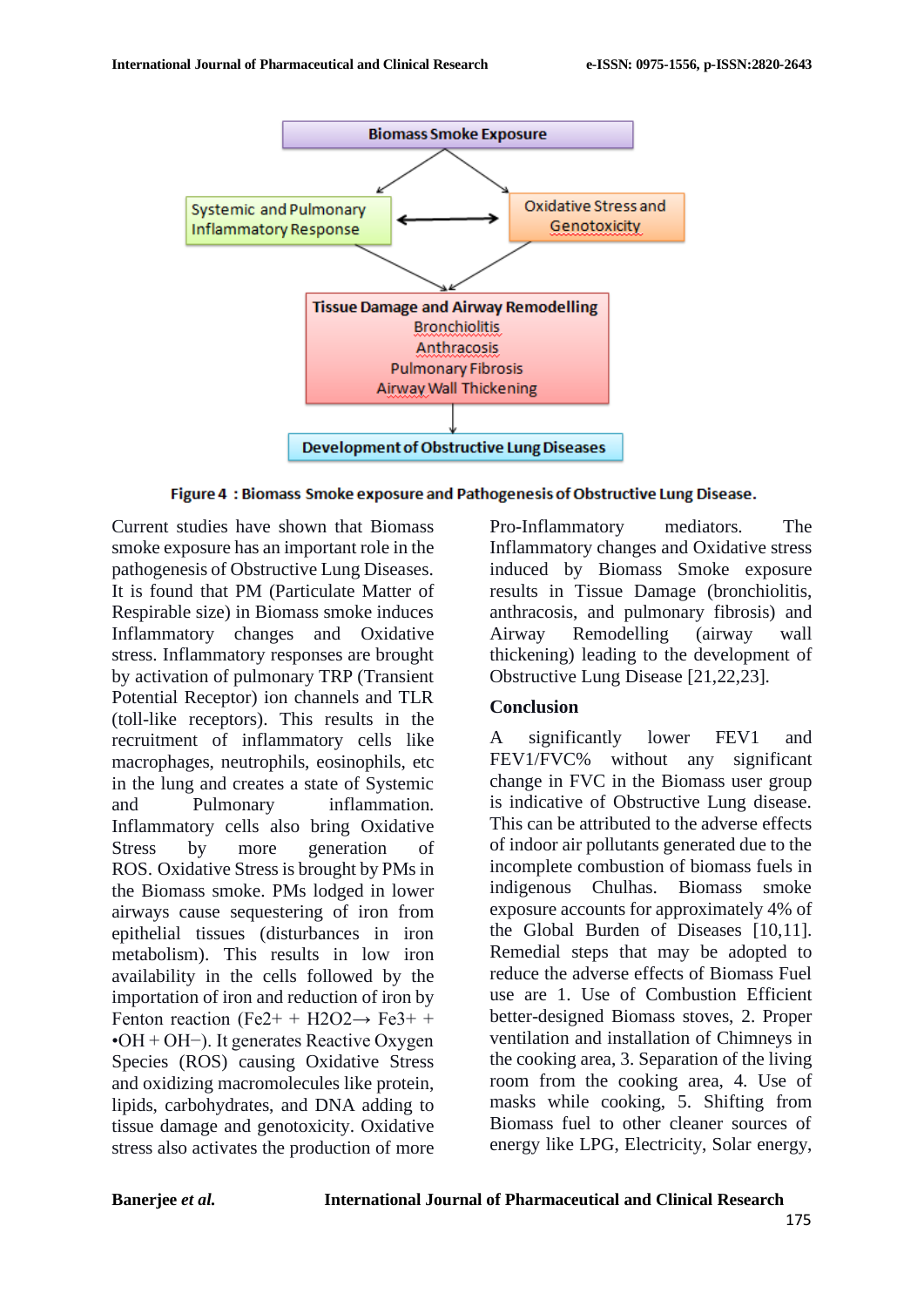Biomass Smoke Exposure

Systemic and Pulmonary Inflammatory Response

Oxidative Stress and Genotoxicity

Tissue Damage and Airway Remodelling
Bronchiolitis
Anthracosis
Pulmonary Fibrosis
Airway Wall Thickening

Development of Obstructive Lung Diseases

**Figure 4 : Biomass Smoke exposure and Pathogenesis of Obstructive Lung Disease.**

Current studies have shown that Biomass smoke exposure has an important role in the pathogenesis of Obstructive Lung Diseases. It is found that PM (Particulate Matter of Respirable size) in Biomass smoke induces Inflammatory changes and Oxidative stress. Inflammatory responses are brought by activation of pulmonary TRP (Transient Potential Receptor) ion channels and TLR (toll-like receptors). This results in the recruitment of inflammatory cells like macrophages, neutrophils, eosinophils, etc in the lung and creates a state of Systemic and Pulmonary inflammation. Inflammatory cells also bring Oxidative Stress by more generation of ROS. Oxidative Stress is brought by PMs in the Biomass smoke. PMs lodged in lower airways cause sequestering of iron from epithelial tissues (disturbances in iron metabolism). This results in low iron availability in the cells followed by the importation of iron and reduction of iron by Fenton reaction ($Fe^{2+} + H_2O_2 \rightarrow Fe^{3+} + \bullet OH + OH^-$). It generates Reactive Oxygen Species (ROS) causing Oxidative Stress and oxidizing macromolecules like protein, lipids, carbohydrates, and DNA adding to tissue damage and genotoxicity. Oxidative stress also activates the production of more Pro-Inflammatory mediators. The Inflammatory changes and Oxidative stress induced by Biomass Smoke exposure results in Tissue Damage (bronchiolitis, anthracosis, and pulmonary fibrosis) and Airway Remodelling (airway wall thickening) leading to the development of Obstructive Lung Disease [21,22,23].

## Conclusion

A significantly lower FEV1 and FEV1/FVC% without any significant change in FVC in the Biomass user group is indicative of Obstructive Lung disease. This can be attributed to the adverse effects of indoor air pollutants generated due to the incomplete combustion of biomass fuels in indigenous Chulhas. Biomass smoke exposure accounts for approximately 4% of the Global Burden of Diseases [10,11]. Remedial steps that may be adopted to reduce the adverse effects of Biomass Fuel use are 1. Use of Combustion Efficient better-designed Biomass stoves, 2. Proper ventilation and installation of Chimneys in the cooking area, 3. Separation of the living room from the cooking area, 4. Use of masks while cooking, 5. Shifting from Biomass fuel to other cleaner sources of energy like LPG, Electricity, Solar energy,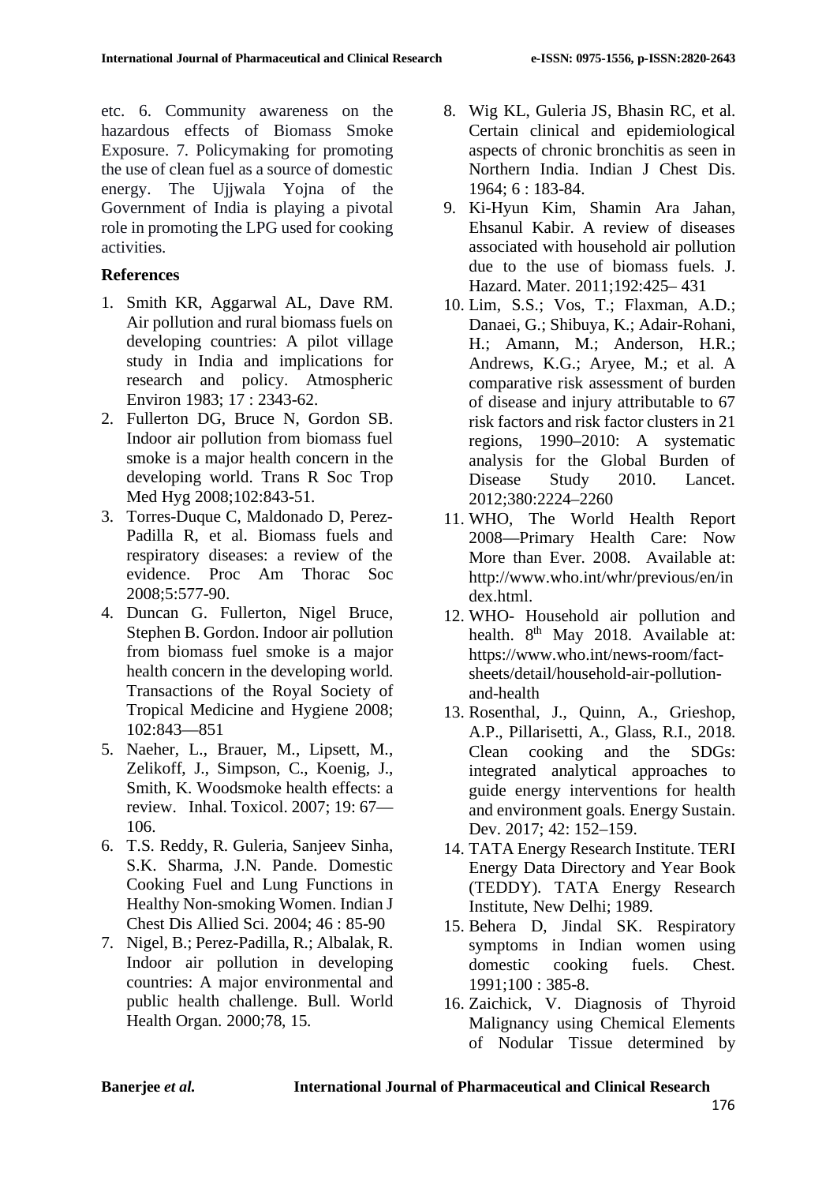etc. 6. Community awareness on the hazardous effects of Biomass Smoke Exposure. 7. Policymaking for promoting the use of clean fuel as a source of domestic energy. The Ujjwala Yojna of the Government of India is playing a pivotal role in promoting the LPG used for cooking activities.

## References

1. Smith KR, Aggarwal AL, Dave RM. Air pollution and rural biomass fuels on developing countries: A pilot village study in India and implications for research and policy. Atmospheric Environ 1983; 17 : 2343-62.
2. Fullerton DG, Bruce N, Gordon SB. Indoor air pollution from biomass fuel smoke is a major health concern in the developing world. Trans R Soc Trop Med Hyg 2008;102:843-51.
3. Torres-Duque C, Maldonado D, Perez-Padilla R, et al. Biomass fuels and respiratory diseases: a review of the evidence. Proc Am Thorac Soc 2008;5:577-90.
4. Duncan G. Fullerton, Nigel Bruce, Stephen B. Gordon. Indoor air pollution from biomass fuel smoke is a major health concern in the developing world. Transactions of the Royal Society of Tropical Medicine and Hygiene 2008; 102:843—851
5. Naeher, L., Brauer, M., Lipsett, M., Zelikoff, J., Simpson, C., Koenig, J., Smith, K. Woodsmoke health effects: a review. Inhal. Toxicol. 2007; 19: 67—106.
6. T.S. Reddy, R. Guleria, Sanjeev Sinha, S.K. Sharma, J.N. Pande. Domestic Cooking Fuel and Lung Functions in Healthy Non-smoking Women. Indian J Chest Dis Allied Sci. 2004; 46 : 85-90
7. Nigel, B.; Perez-Padilla, R.; Albalak, R. Indoor air pollution in developing countries: A major environmental and public health challenge. Bull. World Health Organ. 2000;78, 15.
8. Wig KL, Guleria JS, Bhasin RC, et al. Certain clinical and epidemiological aspects of chronic bronchitis as seen in Northern India. Indian J Chest Dis. 1964; 6 : 183-84.
9. Ki-Hyun Kim, Shamin Ara Jahan, Ehsanul Kabir. A review of diseases associated with household air pollution due to the use of biomass fuels. J. Hazard. Mater. 2011;192:425– 431
10. Lim, S.S.; Vos, T.; Flaxman, A.D.; Danaei, G.; Shibuya, K.; Adair-Rohani, H.; Amann, M.; Anderson, H.R.; Andrews, K.G.; Aryee, M.; et al. A comparative risk assessment of burden of disease and injury attributable to 67 risk factors and risk factor clusters in 21 regions, 1990–2010: A systematic analysis for the Global Burden of Disease Study 2010. Lancet. 2012;380:2224–2260
11. WHO, The World Health Report 2008—Primary Health Care: Now More than Ever. 2008. Available at: http://www.who.int/whr/previous/en/index.html.
12. WHO- Household air pollution and health. 8th May 2018. Available at: https://www.who.int/news-room/fact-sheets/detail/household-air-pollution-and-health
13. Rosenthal, J., Quinn, A., Grieshop, A.P., Pillarisetti, A., Glass, R.I., 2018. Clean cooking and the SDGs: integrated analytical approaches to guide energy interventions for health and environment goals. Energy Sustain. Dev. 2017; 42: 152–159.
14. TATA Energy Research Institute. TERI Energy Data Directory and Year Book (TEDDY). TATA Energy Research Institute, New Delhi; 1989.
15. Behera D, Jindal SK. Respiratory symptoms in Indian women using domestic cooking fuels. Chest. 1991;100 : 385-8.
16. Zaichick, V. Diagnosis of Thyroid Malignancy using Chemical Elements of Nodular Tissue determined by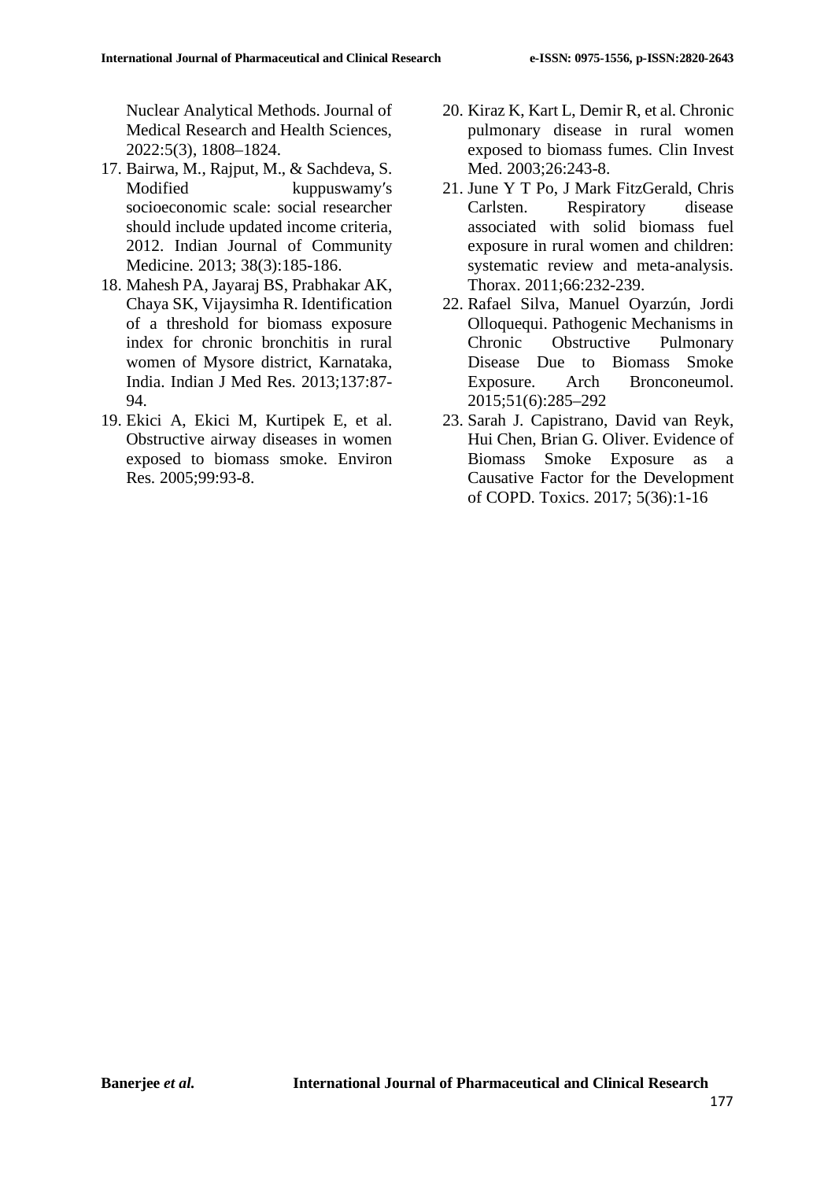Nuclear Analytical Methods. Journal of Medical Research and Health Sciences, 2022:5(3), 1808–1824.

17. Bairwa, M., Rajput, M., & Sachdeva, S. Modified kuppuswamy′s socioeconomic scale: social researcher should include updated income criteria, 2012. Indian Journal of Community Medicine. 2013; 38(3):185-186.
18. Mahesh PA, Jayaraj BS, Prabhakar AK, Chaya SK, Vijaysimha R. Identification of a threshold for biomass exposure index for chronic bronchitis in rural women of Mysore district, Karnataka, India. Indian J Med Res. 2013;137:87-94.
19. Ekici A, Ekici M, Kurtipek E, et al. Obstructive airway diseases in women exposed to biomass smoke. Environ Res. 2005;99:93-8.
20. Kiraz K, Kart L, Demir R, et al. Chronic pulmonary disease in rural women exposed to biomass fumes. Clin Invest Med. 2003;26:243-8.
21. June Y T Po, J Mark FitzGerald, Chris Carlsten. Respiratory disease associated with solid biomass fuel exposure in rural women and children: systematic review and meta-analysis. Thorax. 2011;66:232-239.
22. Rafael Silva, Manuel Oyarzún, Jordi Olloquequi. Pathogenic Mechanisms in Chronic Obstructive Pulmonary Disease Due to Biomass Smoke Exposure. Arch Bronconeumol. 2015;51(6):285–292
23. Sarah J. Capistrano, David van Reyk, Hui Chen, Brian G. Oliver. Evidence of Biomass Smoke Exposure as a Causative Factor for the Development of COPD. Toxics. 2017; 5(36):1-16